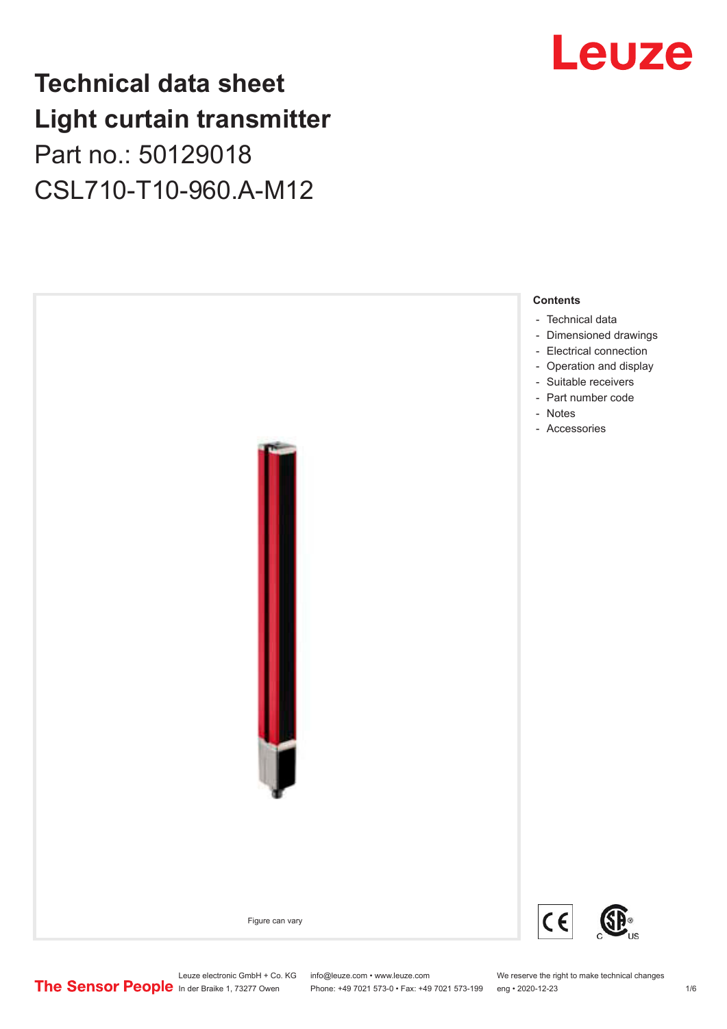# Technical data sheet
# Light curtain transmitter
## Part no.: 50129018
## CSL710-T10-960.A-M12

Figure can vary

**Contents**

- Technical data
- Dimensioned drawings
- Electrical connection
- Operation and display
- Suitable receivers
- Part number code
- Notes
- Accessories

Leuze electronic GmbH + Co. KG
In der Braike 1, 73277 Owen

info@leuze.com • www.leuze.com
Phone: +49 7021 573-0 • Fax: +49 7021 573-199

We reserve the right to make technical changes
eng • 2020-12-23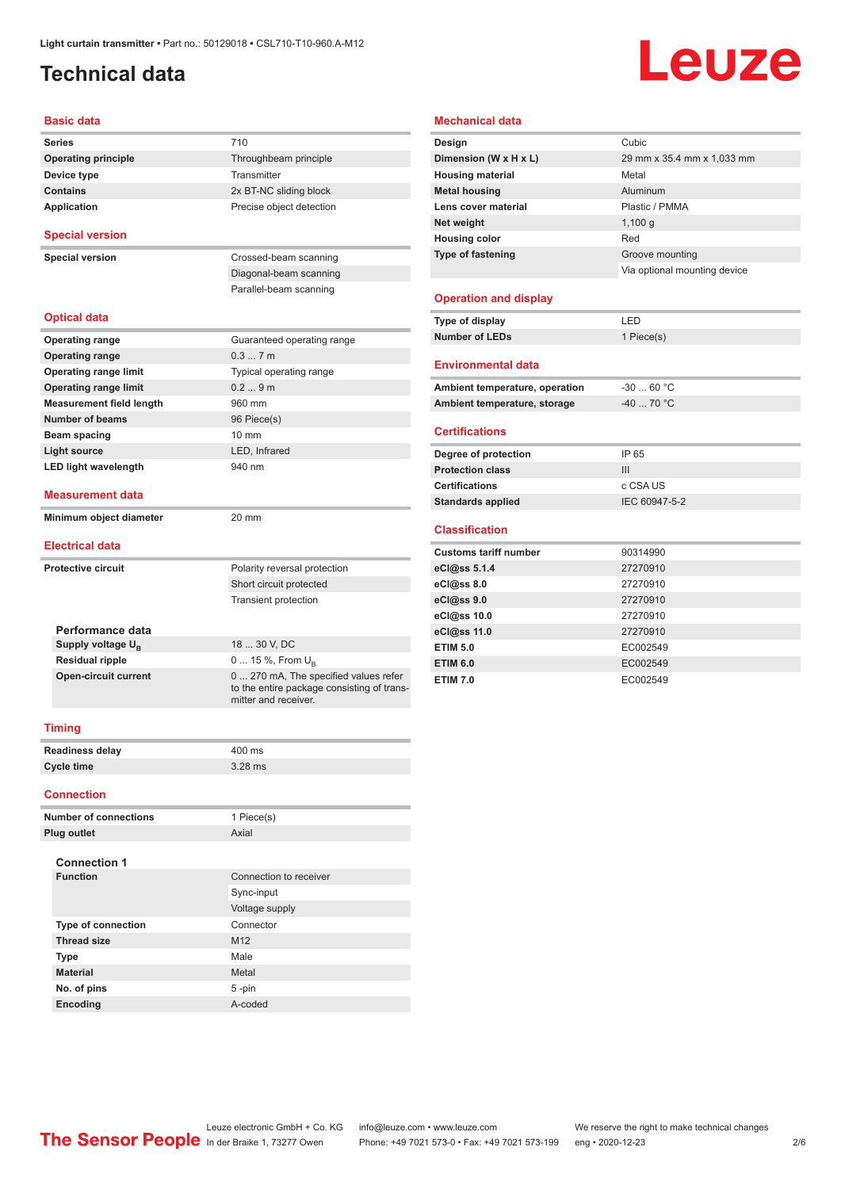Light curtain transmitter • Part no.: 50129018 • CSL710-T10-960.A-M12

# Technical data

## Basic data

| | |
|---|---|
| **Series** | 710 |
| **Operating principle** | Throughbeam principle |
| **Device type** | Transmitter |
| **Contains** | 2x BT-NC sliding block |
| **Application** | Precise object detection |

## Special version

| | |
|---|---|
| **Special version** | Crossed-beam scanning |
| | Diagonal-beam scanning |
| | Parallel-beam scanning |

## Optical data

| | |
|---|---|
| **Operating range** | Guaranteed operating range |
| **Operating range** | 0.3 ... 7 m |
| **Operating range limit** | Typical operating range |
| **Operating range limit** | 0.2 ... 9 m |
| **Measurement field length** | 960 mm |
| **Number of beams** | 96 Piece(s) |
| **Beam spacing** | 10 mm |
| **Light source** | LED, Infrared |
| **LED light wavelength** | 940 nm |

## Measurement data

| | |
|---|---|
| **Minimum object diameter** | 20 mm |

## Electrical data

| | |
|---|---|
| **Protective circuit** | Polarity reversal protection |
| | Short circuit protected |
| | Transient protection |

### Performance data

| | |
|---|---|
| **Supply voltage $U_B$** | 18 ... 30 V, DC |
| **Residual ripple** | 0 ... 15 %, From $U_B$ |
| **Open-circuit current** | 0 ... 270 mA, The specified values refer to the entire package consisting of transmitter and receiver. |

## Timing

| | |
|---|---|
| **Readiness delay** | 400 ms |
| **Cycle time** | 3.28 ms |

## Connection

| | |
|---|---|
| **Number of connections** | 1 Piece(s) |
| **Plug outlet** | Axial |

### Connection 1

| | |
|---|---|
| **Function** | Connection to receiver |
| | Sync-input |
| | Voltage supply |
| **Type of connection** | Connector |
| **Thread size** | M12 |
| **Type** | Male |
| **Material** | Metal |
| **No. of pins** | 5 -pin |
| **Encoding** | A-coded |

## Mechanical data

| | |
|---|---|
| **Design** | Cubic |
| **Dimension (W x H x L)** | 29 mm x 35.4 mm x 1,033 mm |
| **Housing material** | Metal |
| **Metal housing** | Aluminum |
| **Lens cover material** | Plastic / PMMA |
| **Net weight** | 1,100 g |
| **Housing color** | Red |
| **Type of fastening** | Groove mounting |
| | Via optional mounting device |

## Operation and display

| | |
|---|---|
| **Type of display** | LED |
| **Number of LEDs** | 1 Piece(s) |

## Environmental data

| | |
|---|---|
| **Ambient temperature, operation** | -30 ... 60 °C |
| **Ambient temperature, storage** | -40 ... 70 °C |

## Certifications

| | |
|---|---|
| **Degree of protection** | IP 65 |
| **Protection class** | III |
| **Certifications** | c CSA US |
| **Standards applied** | IEC 60947-5-2 |

## Classification

| | |
|---|---|
| **Customs tariff number** | 90314990 |
| **eCl@ss 5.1.4** | 27270910 |
| **eCl@ss 8.0** | 27270910 |
| **eCl@ss 9.0** | 27270910 |
| **eCl@ss 10.0** | 27270910 |
| **eCl@ss 11.0** | 27270910 |
| **ETIM 5.0** | EC002549 |
| **ETIM 6.0** | EC002549 |
| **ETIM 7.0** | EC002549 |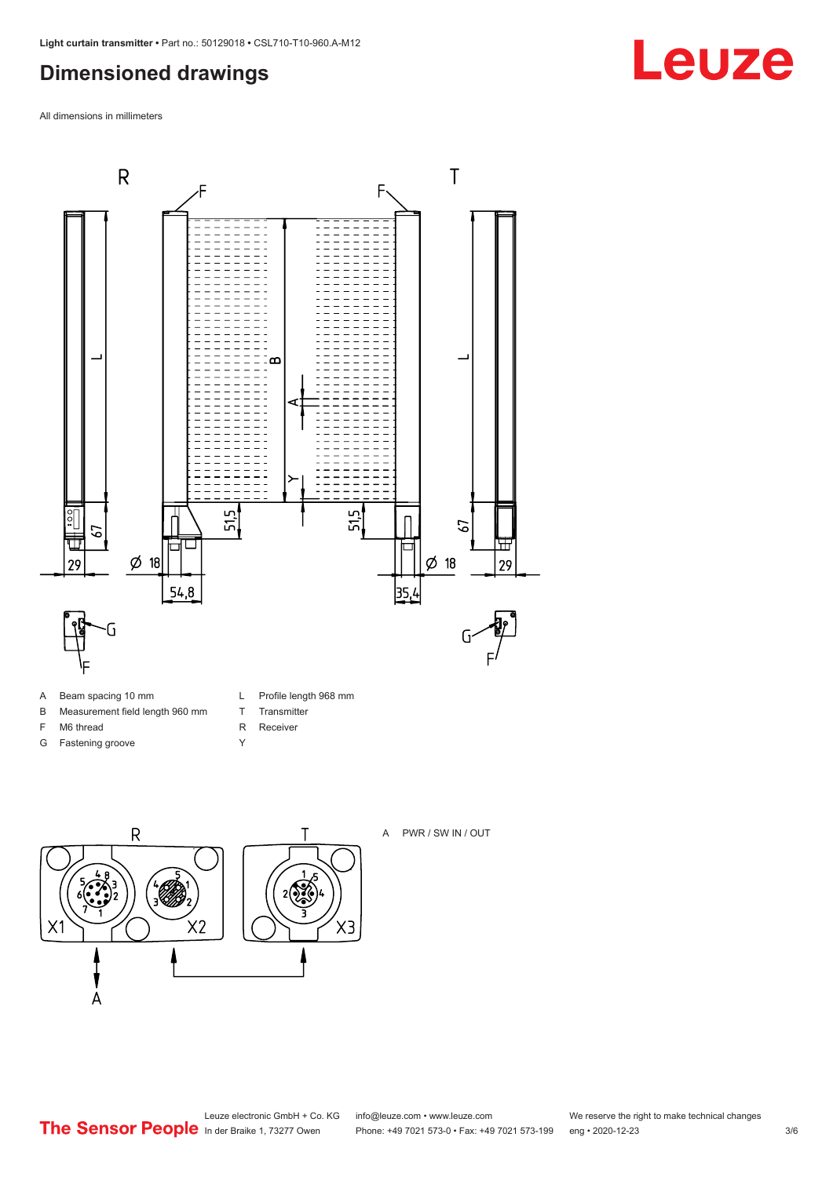## Dimensioned drawings

All dimensions in millimeters

| | | | |
|---|---|---|---|
| A | Beam spacing 10 mm | L | Profile length 968 mm |
| B | Measurement field length 960 mm | T | Transmitter |
| F | M6 thread | R | Receiver |
| G | Fastening groove | Y | |

A PWR / SW IN / OUT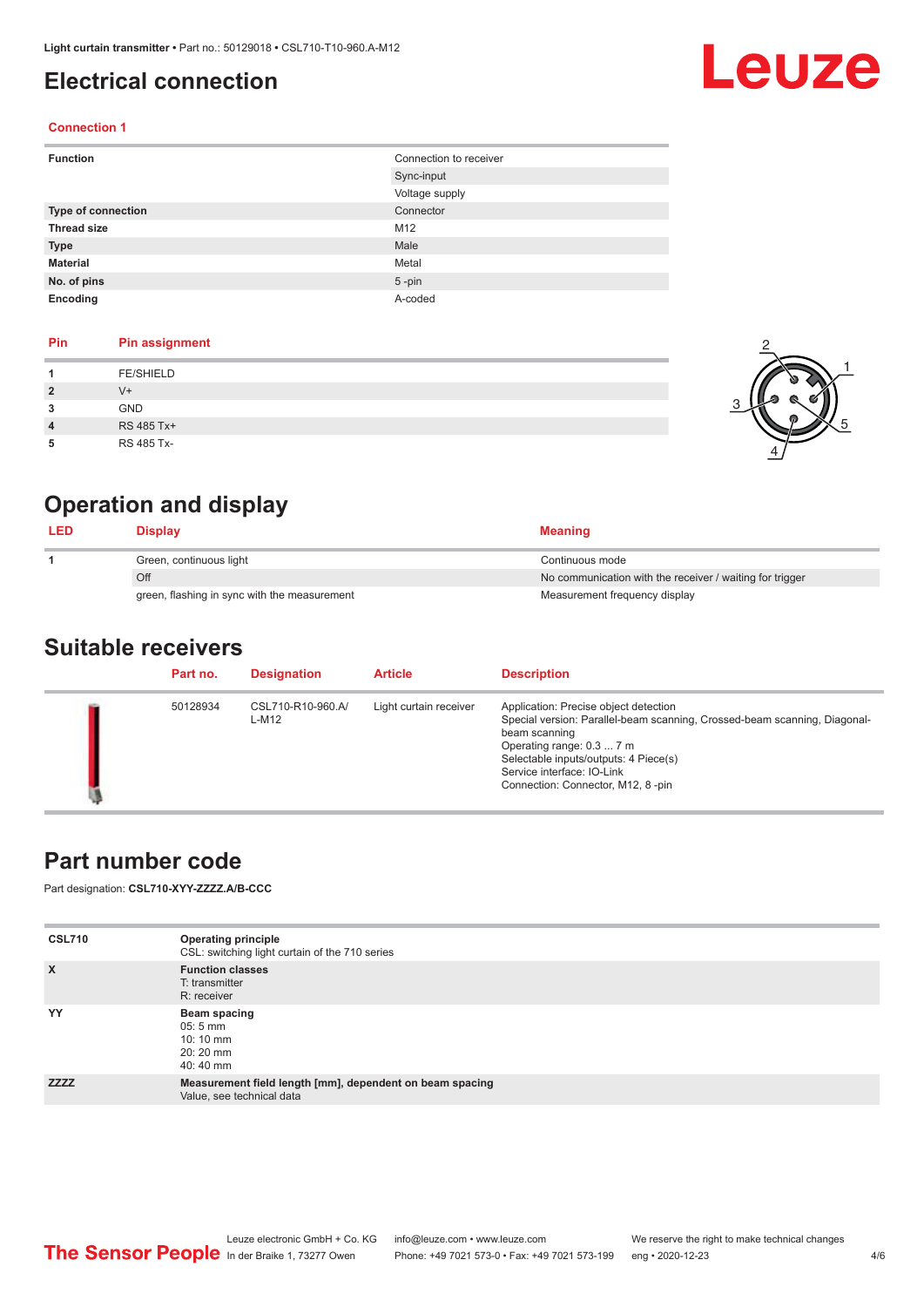# Electrical connection

### Connection 1

| | |
|---|---|
| **Function** | Connection to receiver |
| | Sync-input |
| | Voltage supply |
| **Type of connection** | Connector |
| **Thread size** | M12 |
| **Type** | Male |
| **Material** | Metal |
| **No. of pins** | 5 -pin |
| **Encoding** | A-coded |

| Pin | Pin assignment |
|---|---|
| **1** | FE/SHIELD |
| **2** | V+ |
| **3** | GND |
| **4** | RS 485 Tx+ |
| **5** | RS 485 Tx- |

# Operation and display

| LED | Display | Meaning |
|---|---|---|
| **1** | Green, continuous light | Continuous mode |
| | Off | No communication with the receiver / waiting for trigger |
| | green, flashing in sync with the measurement | Measurement frequency display |

# Suitable receivers

| Part no. | Designation | Article | Description |
|---|---|---|---|
| 50128934 | CSL710-R10-960.A/L-M12 | Light curtain receiver | Application: Precise object detection<br>Special version: Parallel-beam scanning, Crossed-beam scanning, Diagonal-beam scanning<br>Operating range: 0.3 ... 7 m<br>Selectable inputs/outputs: 4 Piece(s)<br>Service interface: IO-Link<br>Connection: Connector, M12, 8 -pin |

# Part number code

Part designation: **CSL710-XYY-ZZZZ.A/B-CCC**

| | |
|---|---|
| **CSL710** | **Operating principle**<br>CSL: switching light curtain of the 710 series |
| **X** | **Function classes**<br>T: transmitter<br>R: receiver |
| **YY** | **Beam spacing**<br>05: 5 mm<br>10: 10 mm<br>20: 20 mm<br>40: 40 mm |
| **ZZZZ** | **Measurement field length [mm], dependent on beam spacing**<br>Value, see technical data |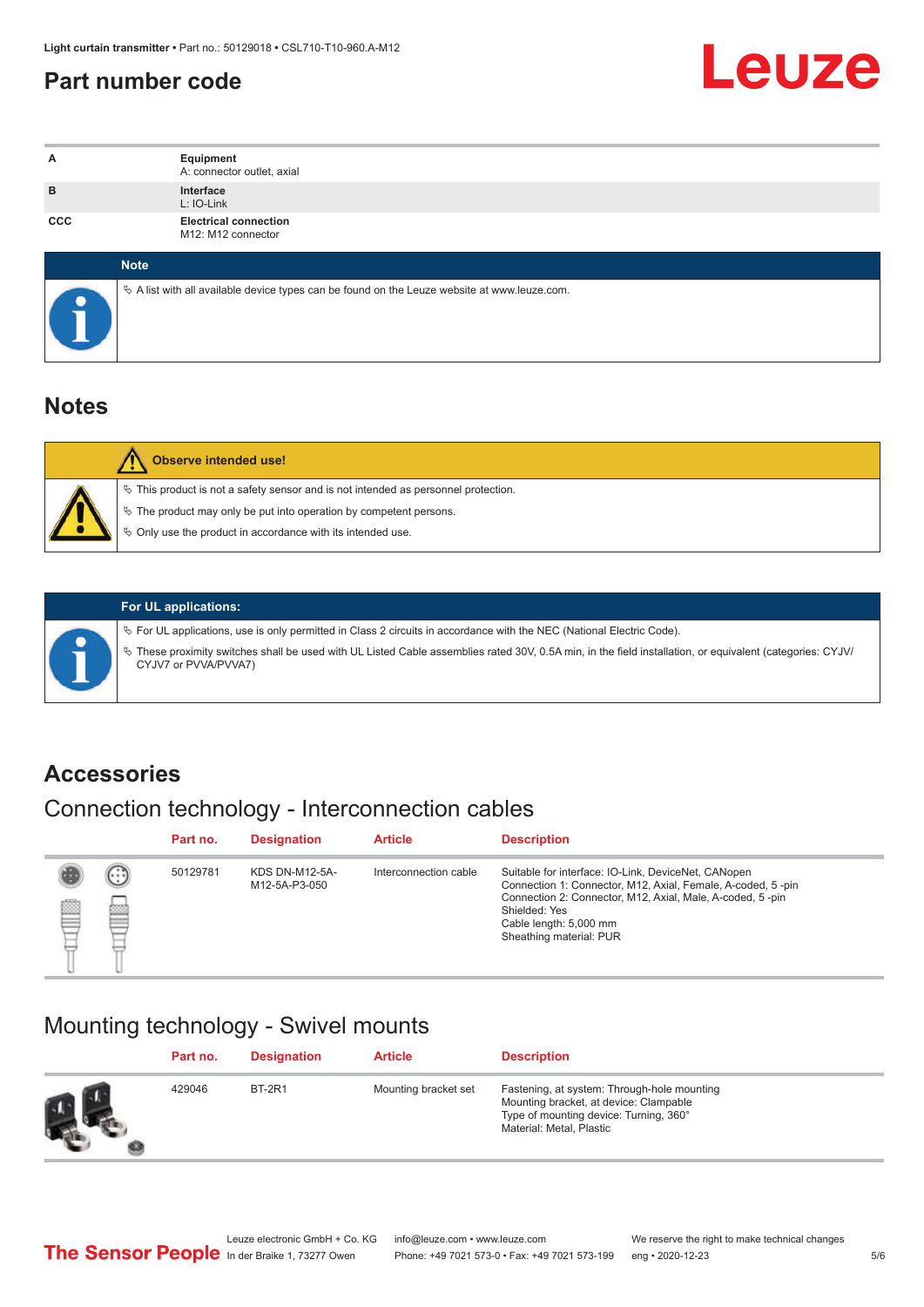## Part number code

| | |
|---|---|
| A | **Equipment**<br>A: connector outlet, axial |
| B | **Interface**<br>L: IO-Link |
| CCC | **Electrical connection**<br>M12: M12 connector |

**Note**

- A list with all available device types can be found on the Leuze website at www.leuze.com.

## Notes

**Observe intended use!**

- This product is not a safety sensor and is not intended as personnel protection.
- The product may only be put into operation by competent persons.
- Only use the product in accordance with its intended use.

**For UL applications:**

- For UL applications, use is only permitted in Class 2 circuits in accordance with the NEC (National Electric Code).
- These proximity switches shall be used with UL Listed Cable assemblies rated 30V, 0.5A min, in the field installation, or equivalent (categories: CYJV/CYJV7 or PVVA/PVVA7)

## Accessories

### Connection technology - Interconnection cables

| Part no. | Designation | Article | Description |
|---|---|---|---|
| 50129781 | KDS DN-M12-5A-M12-5A-P3-050 | Interconnection cable | Suitable for interface: IO-Link, DeviceNet, CANopen<br>Connection 1: Connector, M12, Axial, Female, A-coded, 5 -pin<br>Connection 2: Connector, M12, Axial, Male, A-coded, 5 -pin<br>Shielded: Yes<br>Cable length: 5,000 mm<br>Sheathing material: PUR |

### Mounting technology - Swivel mounts

| Part no. | Designation | Article | Description |
|---|---|---|---|
| 429046 | BT-2R1 | Mounting bracket set | Fastening, at system: Through-hole mounting<br>Mounting bracket, at device: Clampable<br>Type of mounting device: Turning, 360°<br>Material: Metal, Plastic |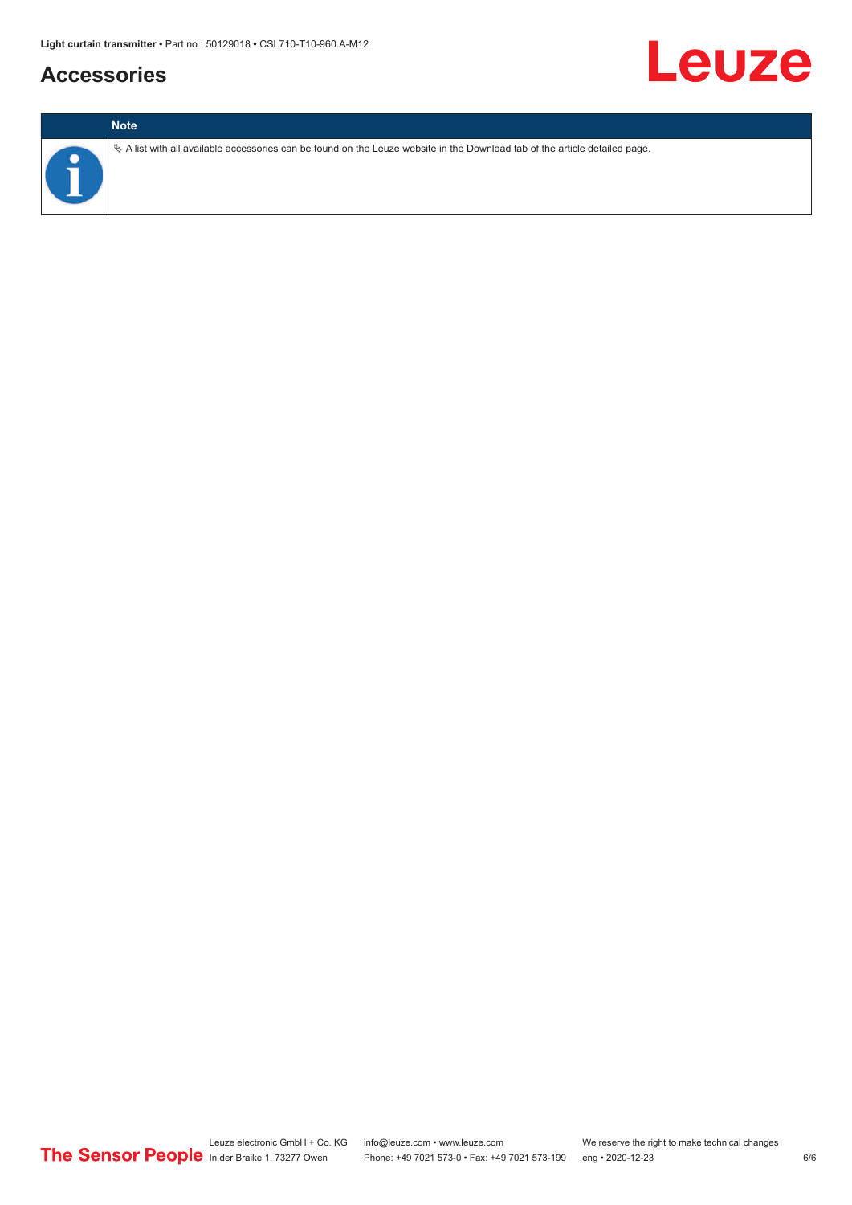## Accessories

| | Note |
|---|---|
| | ↳ A list with all available accessories can be found on the Leuze website in the Download tab of the article detailed page. |